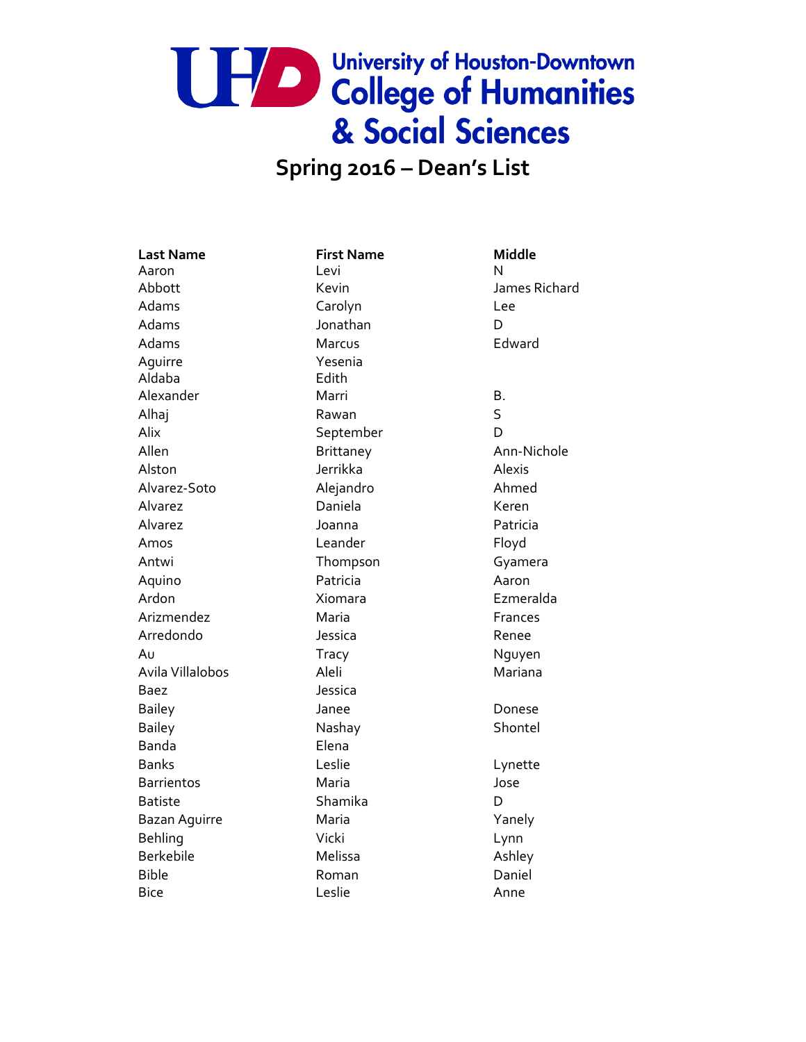# University of Houston-Downtown College of Humanities & Social Sciences

## Spring 2016 – Dean's List

| Last Name | First Name | Middle |
|---|---|---|
| Aaron | Levi | N |
| Abbott | Kevin | James Richard |
| Adams | Carolyn | Lee |
| Adams | Jonathan | D |
| Adams | Marcus | Edward |
| Aguirre | Yesenia | |
| Aldaba | Edith | |
| Alexander | Marri | B. |
| Alhaj | Rawan | S |
| Alix | September | D |
| Allen | Brittaney | Ann-Nichole |
| Alston | Jerrikka | Alexis |
| Alvarez-Soto | Alejandro | Ahmed |
| Alvarez | Daniela | Keren |
| Alvarez | Joanna | Patricia |
| Amos | Leander | Floyd |
| Antwi | Thompson | Gyamera |
| Aquino | Patricia | Aaron |
| Ardon | Xiomara | Ezmeralda |
| Arizmendez | Maria | Frances |
| Arredondo | Jessica | Renee |
| Au | Tracy | Nguyen |
| Avila Villalobos | Aleli | Mariana |
| Baez | Jessica | |
| Bailey | Janee | Donese |
| Bailey | Nashay | Shontel |
| Banda | Elena | |
| Banks | Leslie | Lynette |
| Barrientos | Maria | Jose |
| Batiste | Shamika | D |
| Bazan Aguirre | Maria | Yanely |
| Behling | Vicki | Lynn |
| Berkebile | Melissa | Ashley |
| Bible | Roman | Daniel |
| Bice | Leslie | Anne |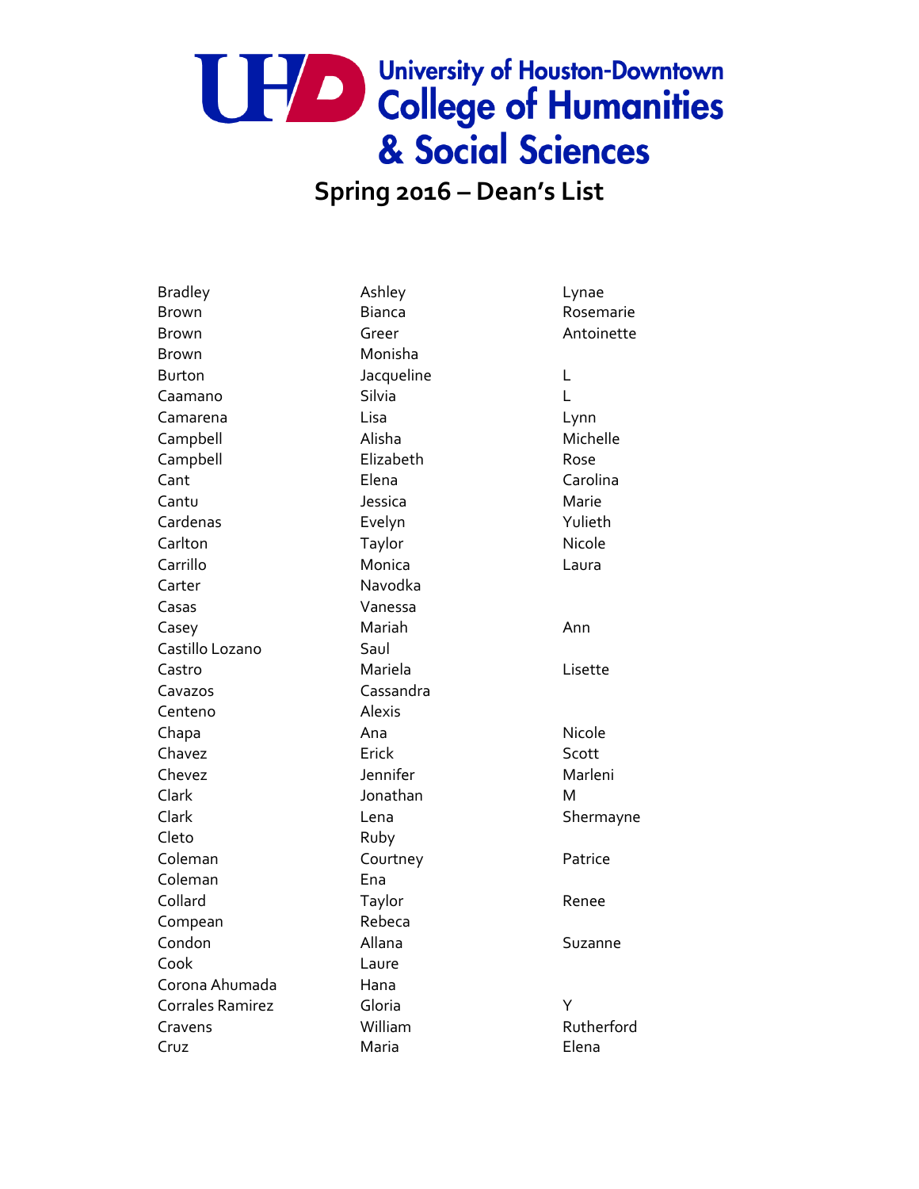# University of Houston-Downtown College of Humanities & Social Sciences

## Spring 2016 – Dean's List

| | | |
|---|---|---|
| Bradley | Ashley | Lynae |
| Brown | Bianca | Rosemarie |
| Brown | Greer | Antoinette |
| Brown | Monisha | |
| Burton | Jacqueline | L |
| Caamano | Silvia | L |
| Camarena | Lisa | Lynn |
| Campbell | Alisha | Michelle |
| Campbell | Elizabeth | Rose |
| Cant | Elena | Carolina |
| Cantu | Jessica | Marie |
| Cardenas | Evelyn | Yulieth |
| Carlton | Taylor | Nicole |
| Carrillo | Monica | Laura |
| Carter | Navodka | |
| Casas | Vanessa | |
| Casey | Mariah | Ann |
| Castillo Lozano | Saul | |
| Castro | Mariela | Lisette |
| Cavazos | Cassandra | |
| Centeno | Alexis | |
| Chapa | Ana | Nicole |
| Chavez | Erick | Scott |
| Chevez | Jennifer | Marleni |
| Clark | Jonathan | M |
| Clark | Lena | Shermayne |
| Cleto | Ruby | |
| Coleman | Courtney | Patrice |
| Coleman | Ena | |
| Collard | Taylor | Renee |
| Compean | Rebeca | |
| Condon | Allana | Suzanne |
| Cook | Laure | |
| Corona Ahumada | Hana | |
| Corrales Ramirez | Gloria | Y |
| Cravens | William | Rutherford |
| Cruz | Maria | Elena |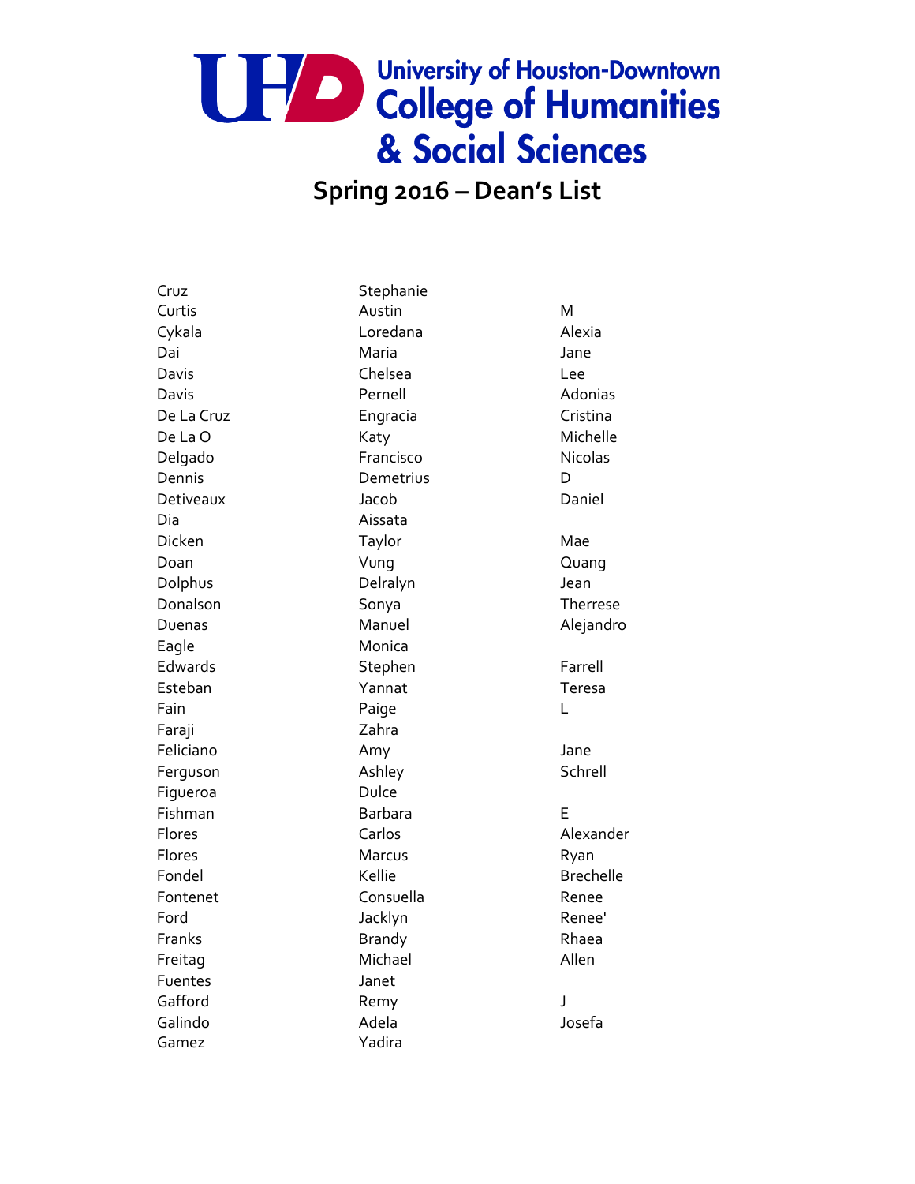# University of Houston-Downtown College of Humanities & Social Sciences

## Spring 2016 – Dean's List

| | | |
|---|---|---|
| Cruz | Stephanie | |
| Curtis | Austin | M |
| Cykala | Loredana | Alexia |
| Dai | Maria | Jane |
| Davis | Chelsea | Lee |
| Davis | Pernell | Adonias |
| De La Cruz | Engracia | Cristina |
| De La O | Katy | Michelle |
| Delgado | Francisco | Nicolas |
| Dennis | Demetrius | D |
| Detiveaux | Jacob | Daniel |
| Dia | Aissata | |
| Dicken | Taylor | Mae |
| Doan | Vung | Quang |
| Dolphus | Delralyn | Jean |
| Donalson | Sonya | Therrese |
| Duenas | Manuel | Alejandro |
| Eagle | Monica | |
| Edwards | Stephen | Farrell |
| Esteban | Yannat | Teresa |
| Fain | Paige | L |
| Faraji | Zahra | |
| Feliciano | Amy | Jane |
| Ferguson | Ashley | Schrell |
| Figueroa | Dulce | |
| Fishman | Barbara | E |
| Flores | Carlos | Alexander |
| Flores | Marcus | Ryan |
| Fondel | Kellie | Brechelle |
| Fontenet | Consuella | Renee |
| Ford | Jacklyn | Renee' |
| Franks | Brandy | Rhaea |
| Freitag | Michael | Allen |
| Fuentes | Janet | |
| Gafford | Remy | J |
| Galindo | Adela | Josefa |
| Gamez | Yadira | |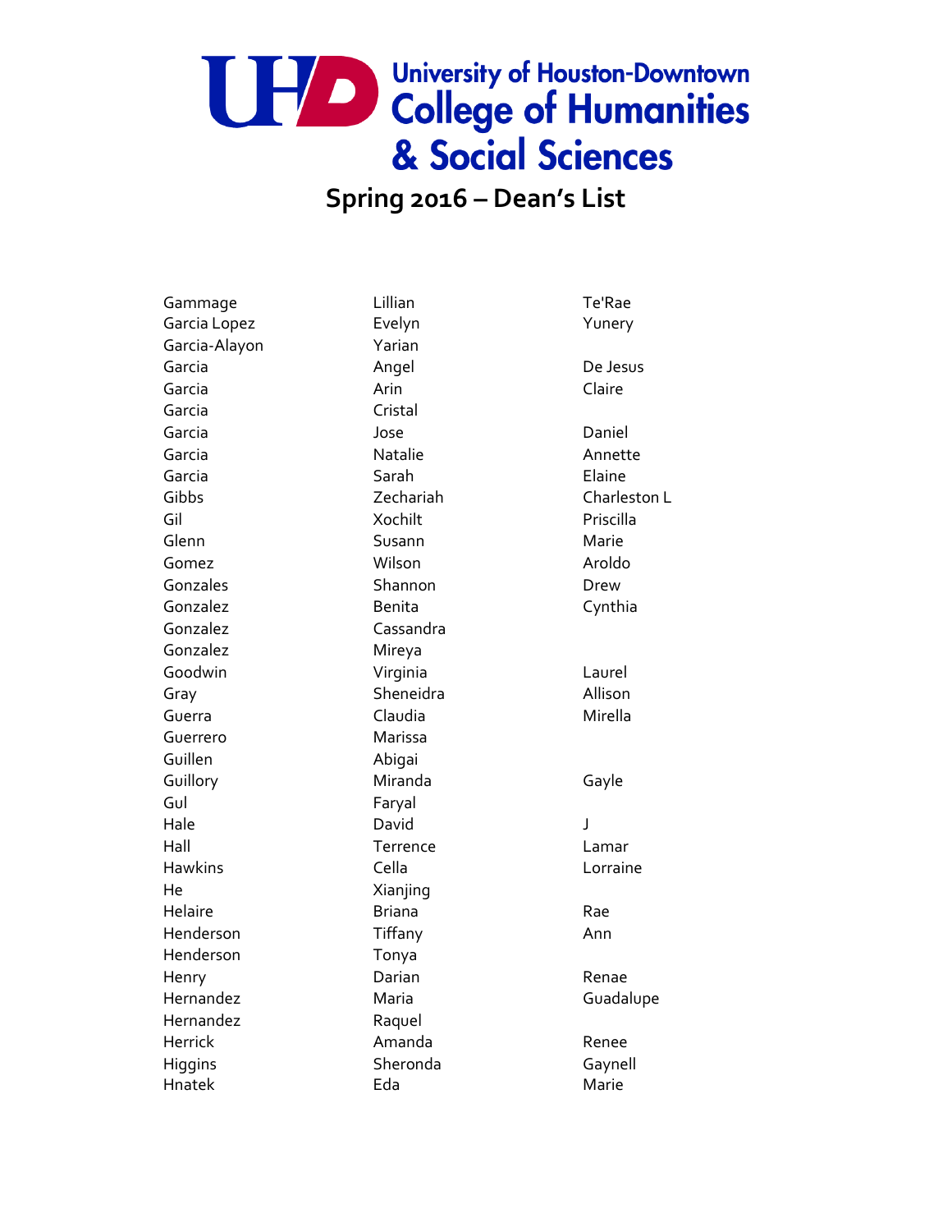# University of Houston-Downtown College of Humanities & Social Sciences

## Spring 2016 – Dean's List

| | | |
|---|---|---|
| Gammage | Lillian | Te'Rae |
| Garcia Lopez | Evelyn | Yunery |
| Garcia-Alayon | Yarian | |
| Garcia | Angel | De Jesus |
| Garcia | Arin | Claire |
| Garcia | Cristal | |
| Garcia | Jose | Daniel |
| Garcia | Natalie | Annette |
| Garcia | Sarah | Elaine |
| Gibbs | Zechariah | Charleston L |
| Gil | Xochilt | Priscilla |
| Glenn | Susann | Marie |
| Gomez | Wilson | Aroldo |
| Gonzales | Shannon | Drew |
| Gonzalez | Benita | Cynthia |
| Gonzalez | Cassandra | |
| Gonzalez | Mireya | |
| Goodwin | Virginia | Laurel |
| Gray | Sheneidra | Allison |
| Guerra | Claudia | Mirella |
| Guerrero | Marissa | |
| Guillen | Abigai | |
| Guillory | Miranda | Gayle |
| Gul | Faryal | |
| Hale | David | J |
| Hall | Terrence | Lamar |
| Hawkins | Cella | Lorraine |
| He | Xianjing | |
| Helaire | Briana | Rae |
| Henderson | Tiffany | Ann |
| Henderson | Tonya | |
| Henry | Darian | Renae |
| Hernandez | Maria | Guadalupe |
| Hernandez | Raquel | |
| Herrick | Amanda | Renee |
| Higgins | Sheronda | Gaynell |
| Hnatek | Eda | Marie |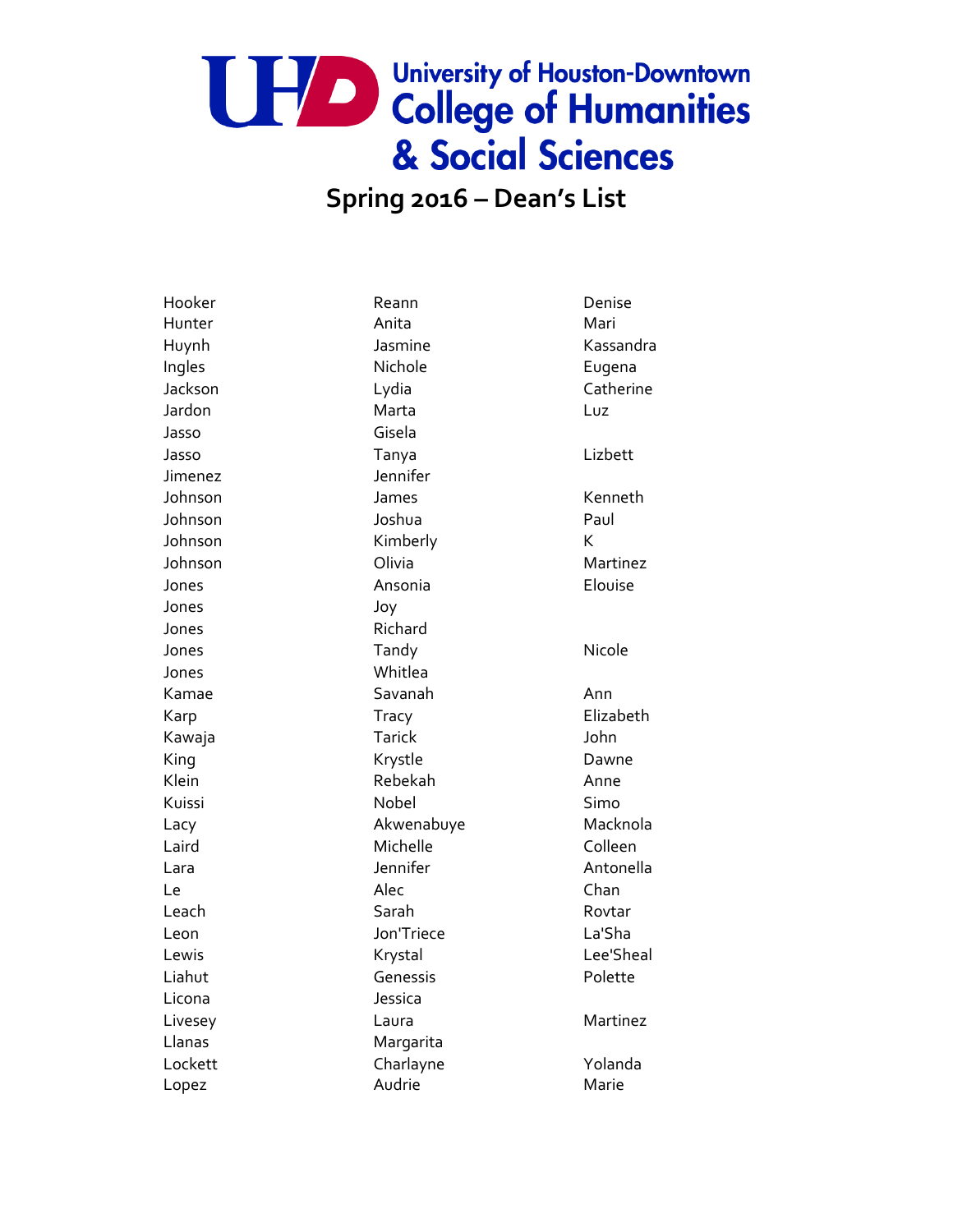University of Houston-Downtown
College of Humanities & Social Sciences

## Spring 2016 – Dean's List

| | | |
|---|---|---|
| Hooker | Reann | Denise |
| Hunter | Anita | Mari |
| Huynh | Jasmine | Kassandra |
| Ingles | Nichole | Eugena |
| Jackson | Lydia | Catherine |
| Jardon | Marta | Luz |
| Jasso | Gisela | |
| Jasso | Tanya | Lizbett |
| Jimenez | Jennifer | |
| Johnson | James | Kenneth |
| Johnson | Joshua | Paul |
| Johnson | Kimberly | K |
| Johnson | Olivia | Martinez |
| Jones | Ansonia | Elouise |
| Jones | Joy | |
| Jones | Richard | |
| Jones | Tandy | Nicole |
| Jones | Whitlea | |
| Kamae | Savanah | Ann |
| Karp | Tracy | Elizabeth |
| Kawaja | Tarick | John |
| King | Krystle | Dawne |
| Klein | Rebekah | Anne |
| Kuissi | Nobel | Simo |
| Lacy | Akwenabuye | Macknola |
| Laird | Michelle | Colleen |
| Lara | Jennifer | Antonella |
| Le | Alec | Chan |
| Leach | Sarah | Rovtar |
| Leon | Jon'Triece | La'Sha |
| Lewis | Krystal | Lee'Sheal |
| Liahut | Genessis | Polette |
| Licona | Jessica | |
| Livesey | Laura | Martinez |
| Llanas | Margarita | |
| Lockett | Charlayne | Yolanda |
| Lopez | Audrie | Marie |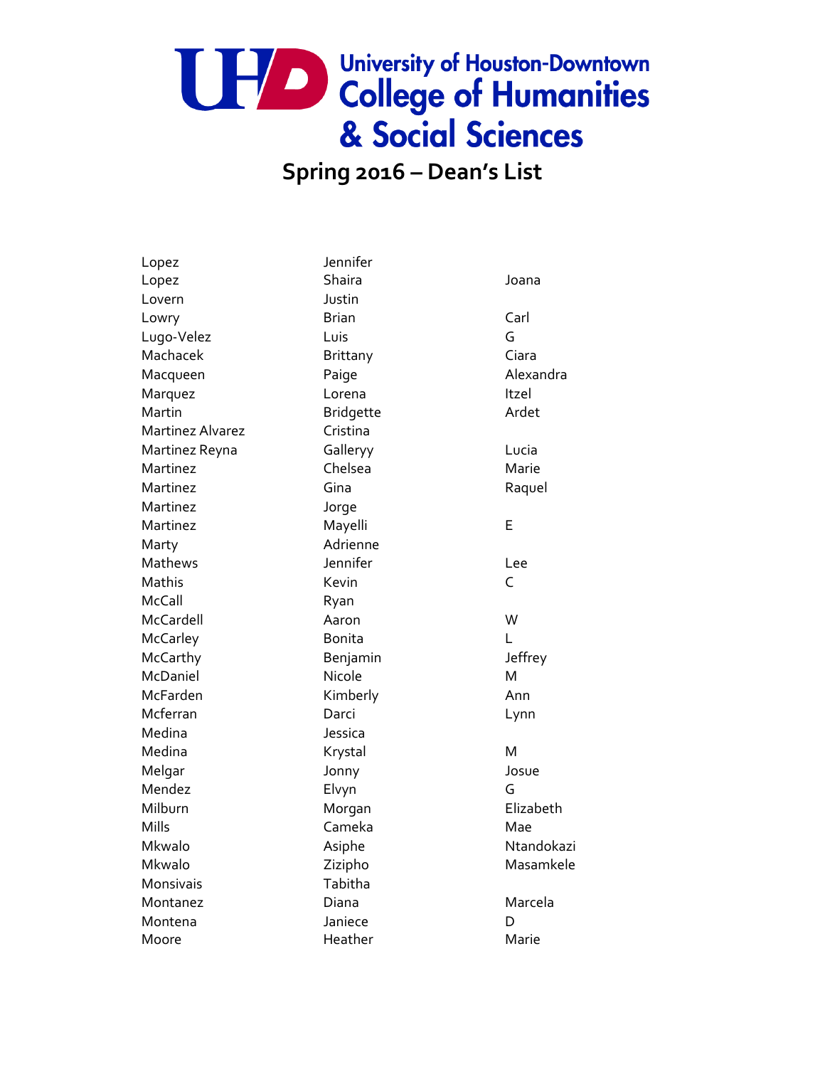University of Houston-Downtown
College of Humanities & Social Sciences

## Spring 2016 – Dean's List

| | | |
|---|---|---|
| Lopez | Jennifer | |
| Lopez | Shaira | Joana |
| Lovern | Justin | |
| Lowry | Brian | Carl |
| Lugo-Velez | Luis | G |
| Machacek | Brittany | Ciara |
| Macqueen | Paige | Alexandra |
| Marquez | Lorena | Itzel |
| Martin | Bridgette | Ardet |
| Martinez Alvarez | Cristina | |
| Martinez Reyna | Galleryy | Lucia |
| Martinez | Chelsea | Marie |
| Martinez | Gina | Raquel |
| Martinez | Jorge | |
| Martinez | Mayelli | E |
| Marty | Adrienne | |
| Mathews | Jennifer | Lee |
| Mathis | Kevin | C |
| McCall | Ryan | |
| McCardell | Aaron | W |
| McCarley | Bonita | L |
| McCarthy | Benjamin | Jeffrey |
| McDaniel | Nicole | M |
| McFarden | Kimberly | Ann |
| Mcferran | Darci | Lynn |
| Medina | Jessica | |
| Medina | Krystal | M |
| Melgar | Jonny | Josue |
| Mendez | Elvyn | G |
| Milburn | Morgan | Elizabeth |
| Mills | Cameka | Mae |
| Mkwalo | Asiphe | Ntandokazi |
| Mkwalo | Zizipho | Masamkele |
| Monsivais | Tabitha | |
| Montanez | Diana | Marcela |
| Montena | Janiece | D |
| Moore | Heather | Marie |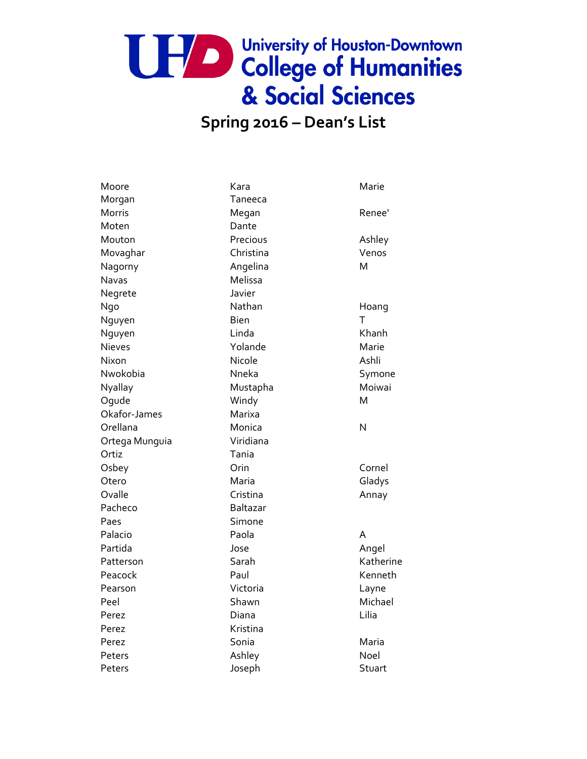# University of Houston-Downtown College of Humanities & Social Sciences

## Spring 2016 – Dean's List

| | | |
|---|---|---|
| Moore | Kara | Marie |
| Morgan | Taneeca | |
| Morris | Megan | Renee' |
| Moten | Dante | |
| Mouton | Precious | Ashley |
| Movaghar | Christina | Venos |
| Nagorny | Angelina | M |
| Navas | Melissa | |
| Negrete | Javier | |
| Ngo | Nathan | Hoang |
| Nguyen | Bien | T |
| Nguyen | Linda | Khanh |
| Nieves | Yolande | Marie |
| Nixon | Nicole | Ashli |
| Nwokobia | Nneka | Symone |
| Nyallay | Mustapha | Moiwai |
| Ogude | Windy | M |
| Okafor-James | Marixa | |
| Orellana | Monica | N |
| Ortega Munguia | Viridiana | |
| Ortiz | Tania | |
| Osbey | Orin | Cornel |
| Otero | Maria | Gladys |
| Ovalle | Cristina | Annay |
| Pacheco | Baltazar | |
| Paes | Simone | |
| Palacio | Paola | A |
| Partida | Jose | Angel |
| Patterson | Sarah | Katherine |
| Peacock | Paul | Kenneth |
| Pearson | Victoria | Layne |
| Peel | Shawn | Michael |
| Perez | Diana | Lilia |
| Perez | Kristina | |
| Perez | Sonia | Maria |
| Peters | Ashley | Noel |
| Peters | Joseph | Stuart |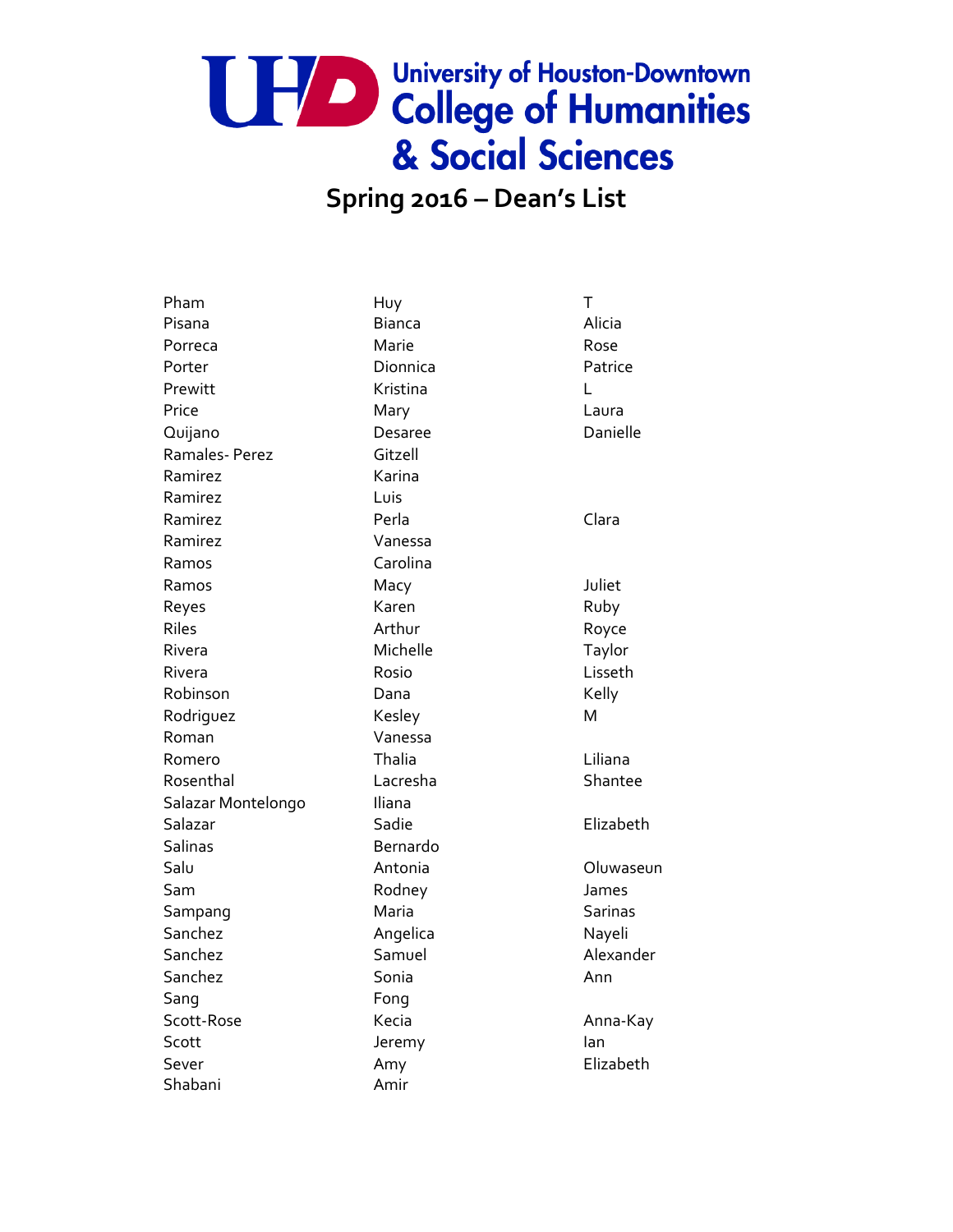# University of Houston-Downtown College of Humanities & Social Sciences

## Spring 2016 – Dean's List

| | | |
|---|---|---|
| Pham | Huy | T |
| Pisana | Bianca | Alicia |
| Porreca | Marie | Rose |
| Porter | Dionnica | Patrice |
| Prewitt | Kristina | L |
| Price | Mary | Laura |
| Quijano | Desaree | Danielle |
| Ramales- Perez | Gitzell | |
| Ramirez | Karina | |
| Ramirez | Luis | |
| Ramirez | Perla | Clara |
| Ramirez | Vanessa | |
| Ramos | Carolina | |
| Ramos | Macy | Juliet |
| Reyes | Karen | Ruby |
| Riles | Arthur | Royce |
| Rivera | Michelle | Taylor |
| Rivera | Rosio | Lisseth |
| Robinson | Dana | Kelly |
| Rodriguez | Kesley | M |
| Roman | Vanessa | |
| Romero | Thalia | Liliana |
| Rosenthal | Lacresha | Shantee |
| Salazar Montelongo | Iliana | |
| Salazar | Sadie | Elizabeth |
| Salinas | Bernardo | |
| Salu | Antonia | Oluwaseun |
| Sam | Rodney | James |
| Sampang | Maria | Sarinas |
| Sanchez | Angelica | Nayeli |
| Sanchez | Samuel | Alexander |
| Sanchez | Sonia | Ann |
| Sang | Fong | |
| Scott-Rose | Kecia | Anna-Kay |
| Scott | Jeremy | Ian |
| Sever | Amy | Elizabeth |
| Shabani | Amir | |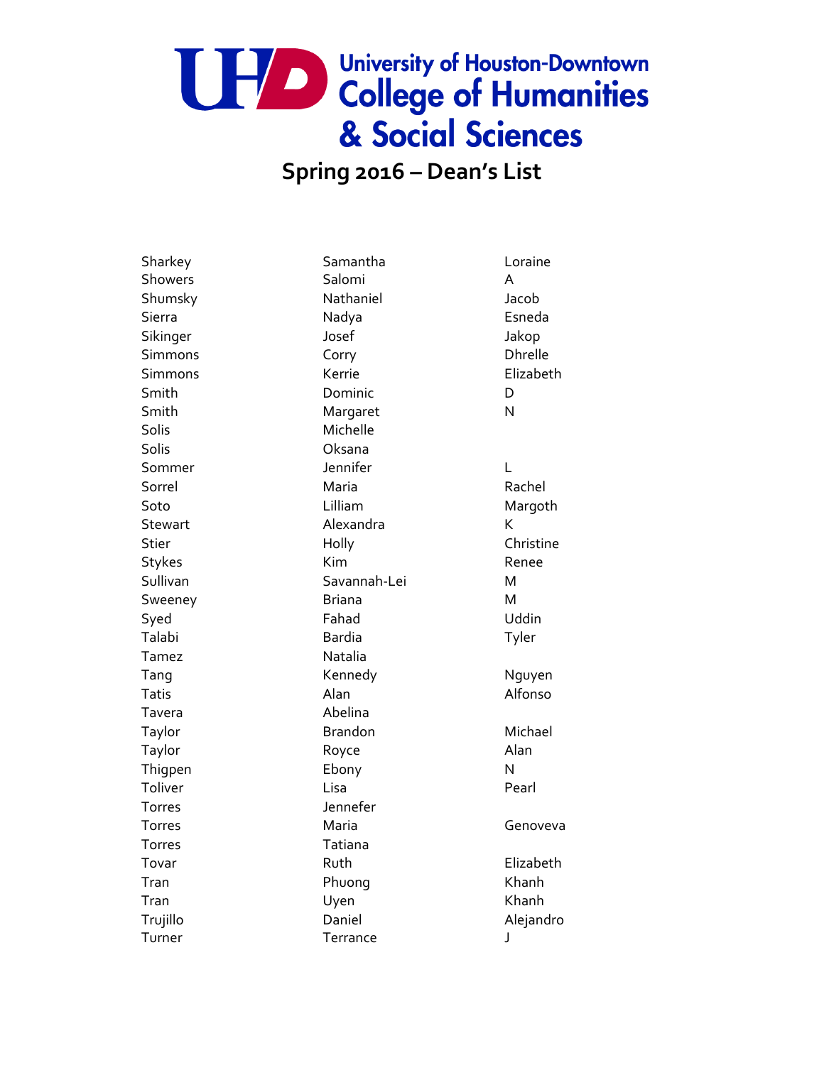# University of Houston-Downtown College of Humanities & Social Sciences

## Spring 2016 – Dean's List

| | | |
|---|---|---|
| Sharkey | Samantha | Loraine |
| Showers | Salomi | A |
| Shumsky | Nathaniel | Jacob |
| Sierra | Nadya | Esneda |
| Sikinger | Josef | Jakop |
| Simmons | Corry | Dhrelle |
| Simmons | Kerrie | Elizabeth |
| Smith | Dominic | D |
| Smith | Margaret | N |
| Solis | Michelle | |
| Solis | Oksana | |
| Sommer | Jennifer | L |
| Sorrel | Maria | Rachel |
| Soto | Lilliam | Margoth |
| Stewart | Alexandra | K |
| Stier | Holly | Christine |
| Stykes | Kim | Renee |
| Sullivan | Savannah-Lei | M |
| Sweeney | Briana | M |
| Syed | Fahad | Uddin |
| Talabi | Bardia | Tyler |
| Tamez | Natalia | |
| Tang | Kennedy | Nguyen |
| Tatis | Alan | Alfonso |
| Tavera | Abelina | |
| Taylor | Brandon | Michael |
| Taylor | Royce | Alan |
| Thigpen | Ebony | N |
| Toliver | Lisa | Pearl |
| Torres | Jennefer | |
| Torres | Maria | Genoveva |
| Torres | Tatiana | |
| Tovar | Ruth | Elizabeth |
| Tran | Phuong | Khanh |
| Tran | Uyen | Khanh |
| Trujillo | Daniel | Alejandro |
| Turner | Terrance | J |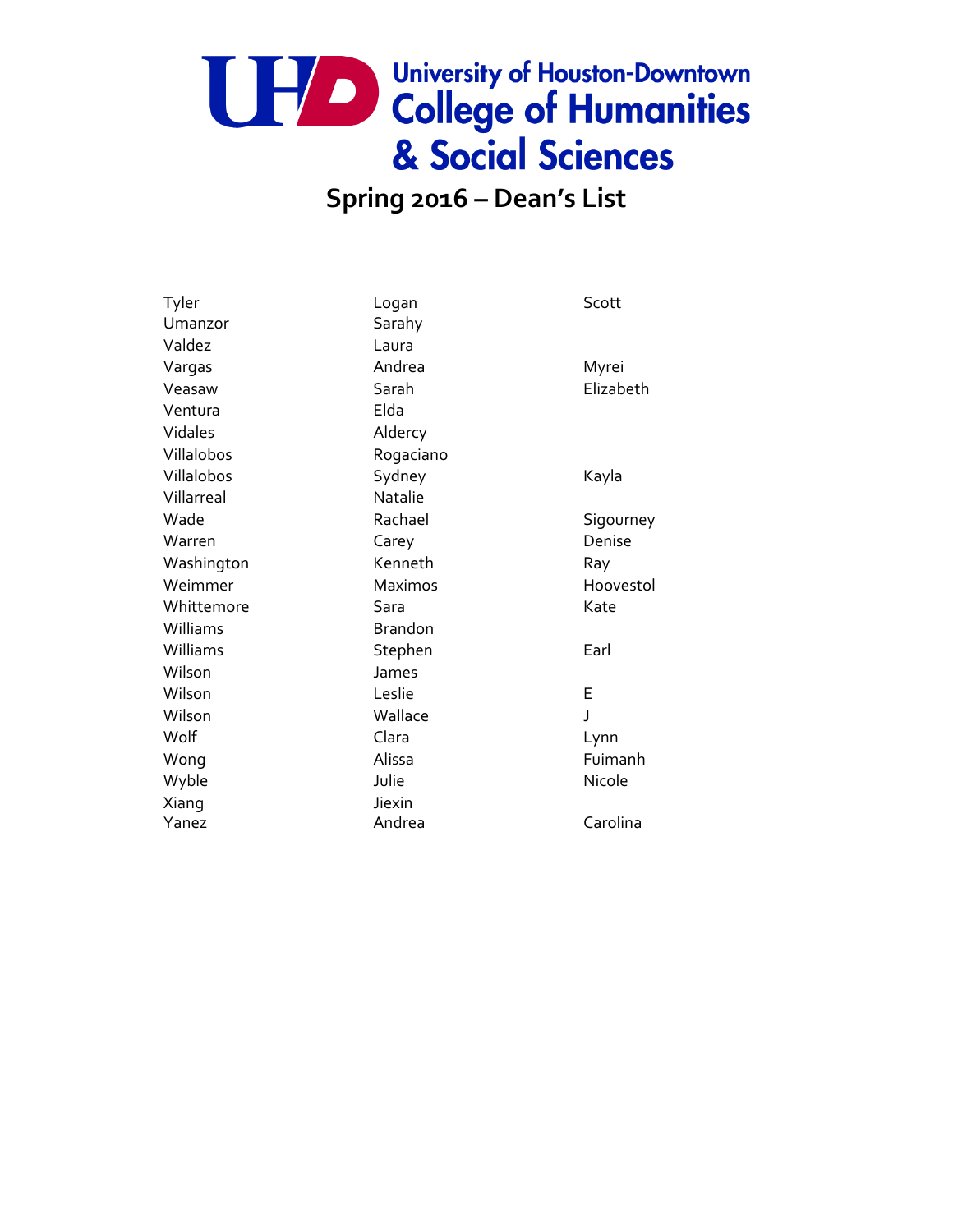# University of Houston-Downtown College of Humanities & Social Sciences

## Spring 2016 – Dean's List

| | | |
|---|---|---|
| Tyler | Logan | Scott |
| Umanzor | Sarahy | |
| Valdez | Laura | |
| Vargas | Andrea | Myrei |
| Veasaw | Sarah | Elizabeth |
| Ventura | Elda | |
| Vidales | Aldercy | |
| Villalobos | Rogaciano | |
| Villalobos | Sydney | Kayla |
| Villarreal | Natalie | |
| Wade | Rachael | Sigourney |
| Warren | Carey | Denise |
| Washington | Kenneth | Ray |
| Weimmer | Maximos | Hoovestol |
| Whittemore | Sara | Kate |
| Williams | Brandon | |
| Williams | Stephen | Earl |
| Wilson | James | |
| Wilson | Leslie | E |
| Wilson | Wallace | J |
| Wolf | Clara | Lynn |
| Wong | Alissa | Fuimanh |
| Wyble | Julie | Nicole |
| Xiang | Jiexin | |
| Yanez | Andrea | Carolina |